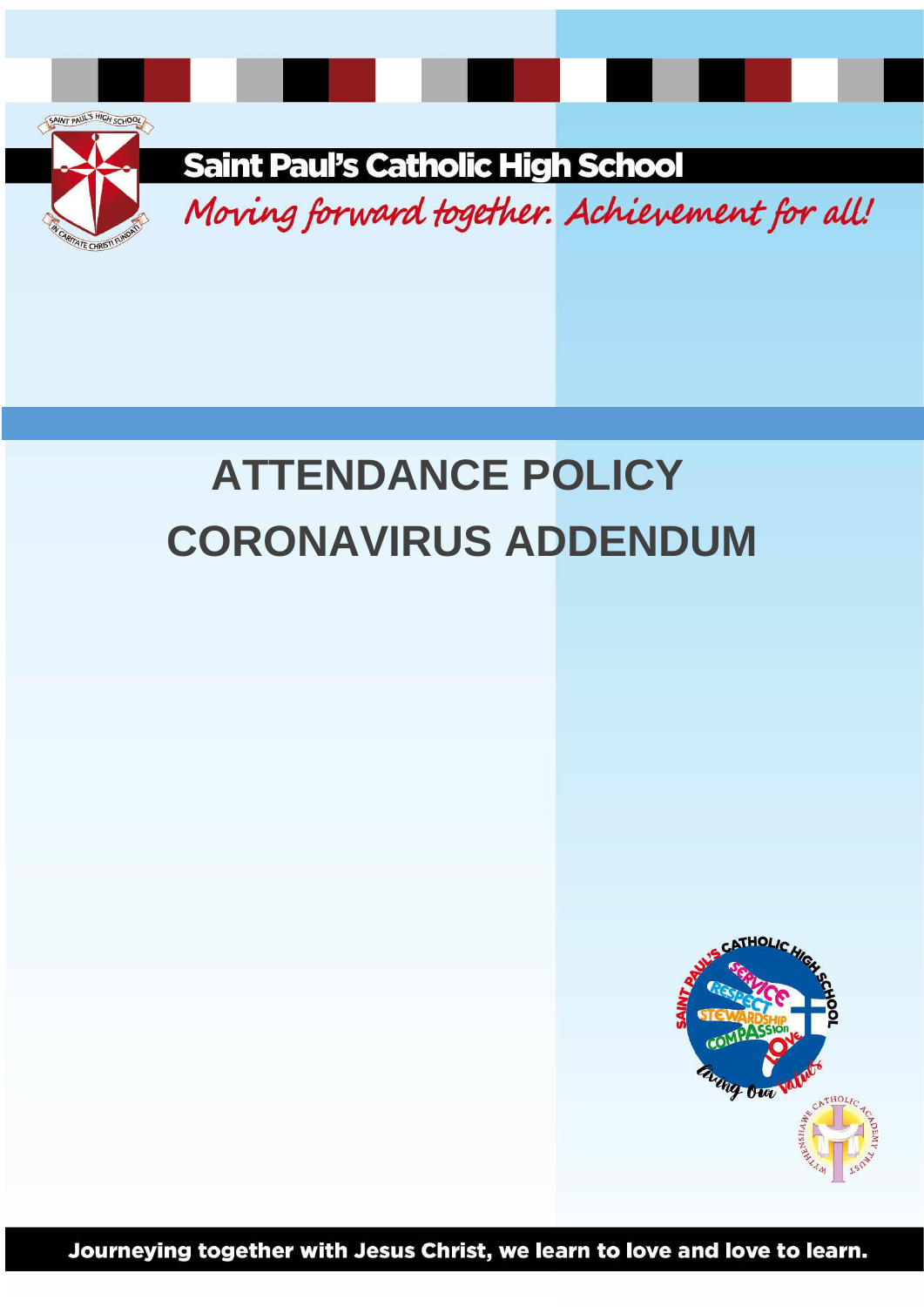# Saint Paul's Catholic High School

*Moving forward together. Achievement for all!*

# ATTENDANCE POLICY

# CORONAVIRUS ADDENDUM

**Journeying together with Jesus Christ, we learn to love and love to learn.**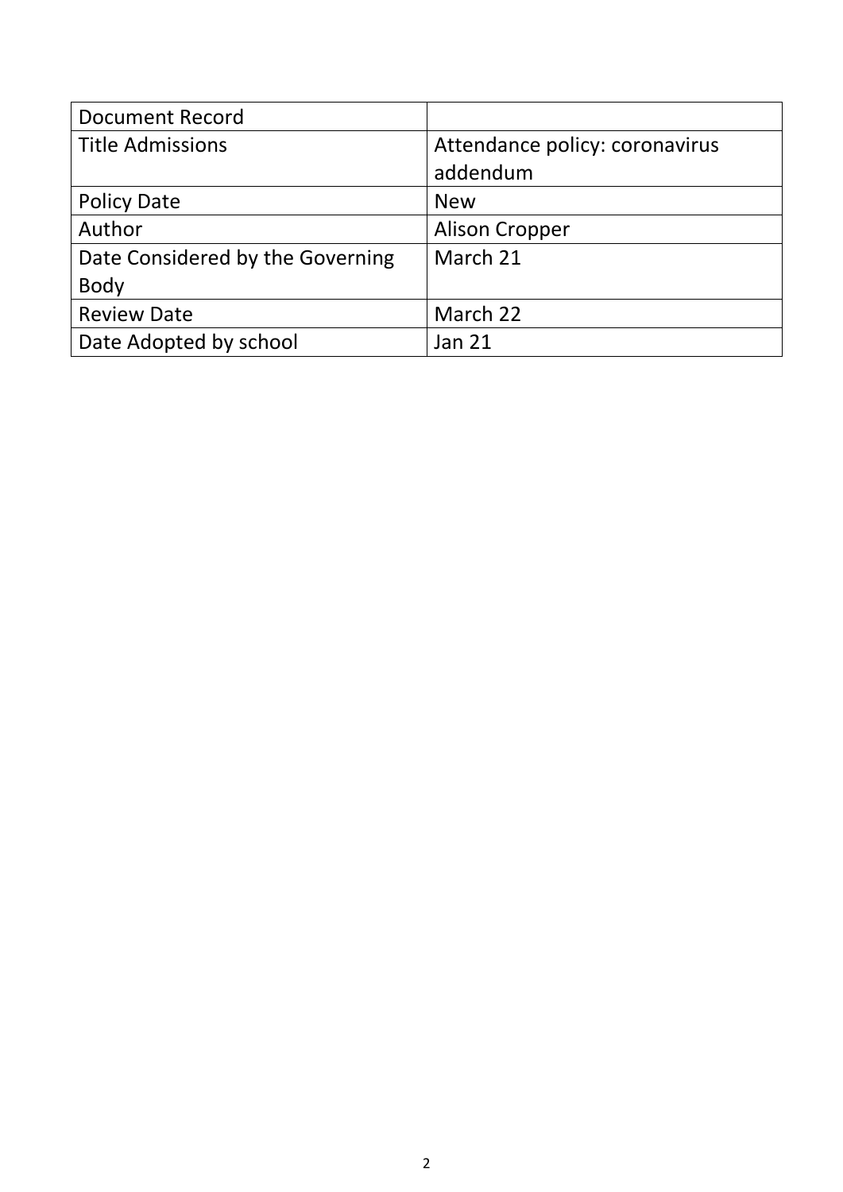| Document Record | |
|---|---|
| Title Admissions | Attendance policy: coronavirus addendum |
| Policy Date | New |
| Author | Alison Cropper |
| Date Considered by the Governing Body | March 21 |
| Review Date | March 22 |
| Date Adopted by school | Jan 21 |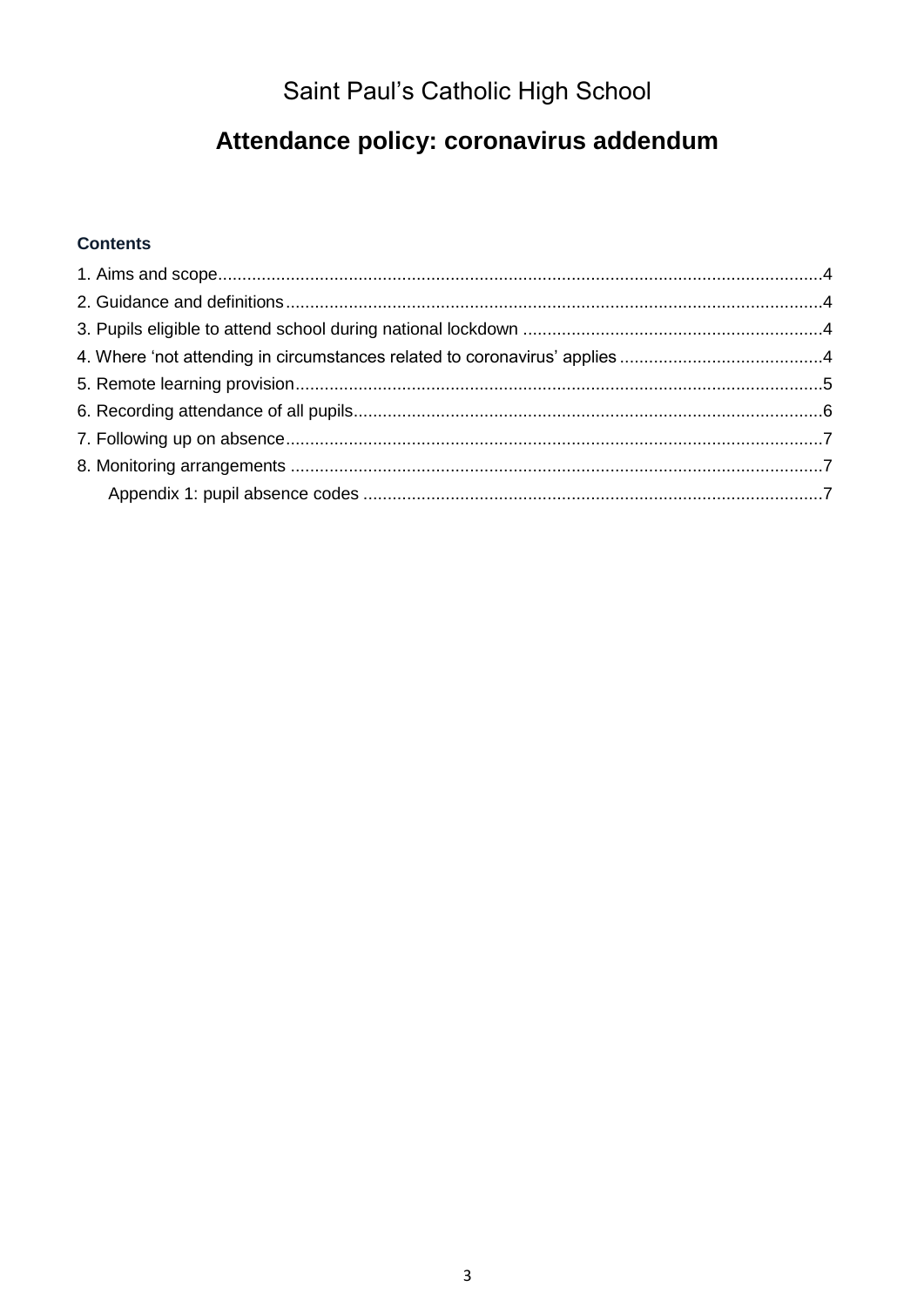# Saint Paul's Catholic High School

## Attendance policy: coronavirus addendum

### Contents

1. Aims and scope....4
2. Guidance and definitions....4
3. Pupils eligible to attend school during national lockdown....4
4. Where 'not attending in circumstances related to coronavirus' applies....4
5. Remote learning provision....5
6. Recording attendance of all pupils....6
7. Following up on absence....7
8. Monitoring arrangements....7
   - Appendix 1: pupil absence codes....7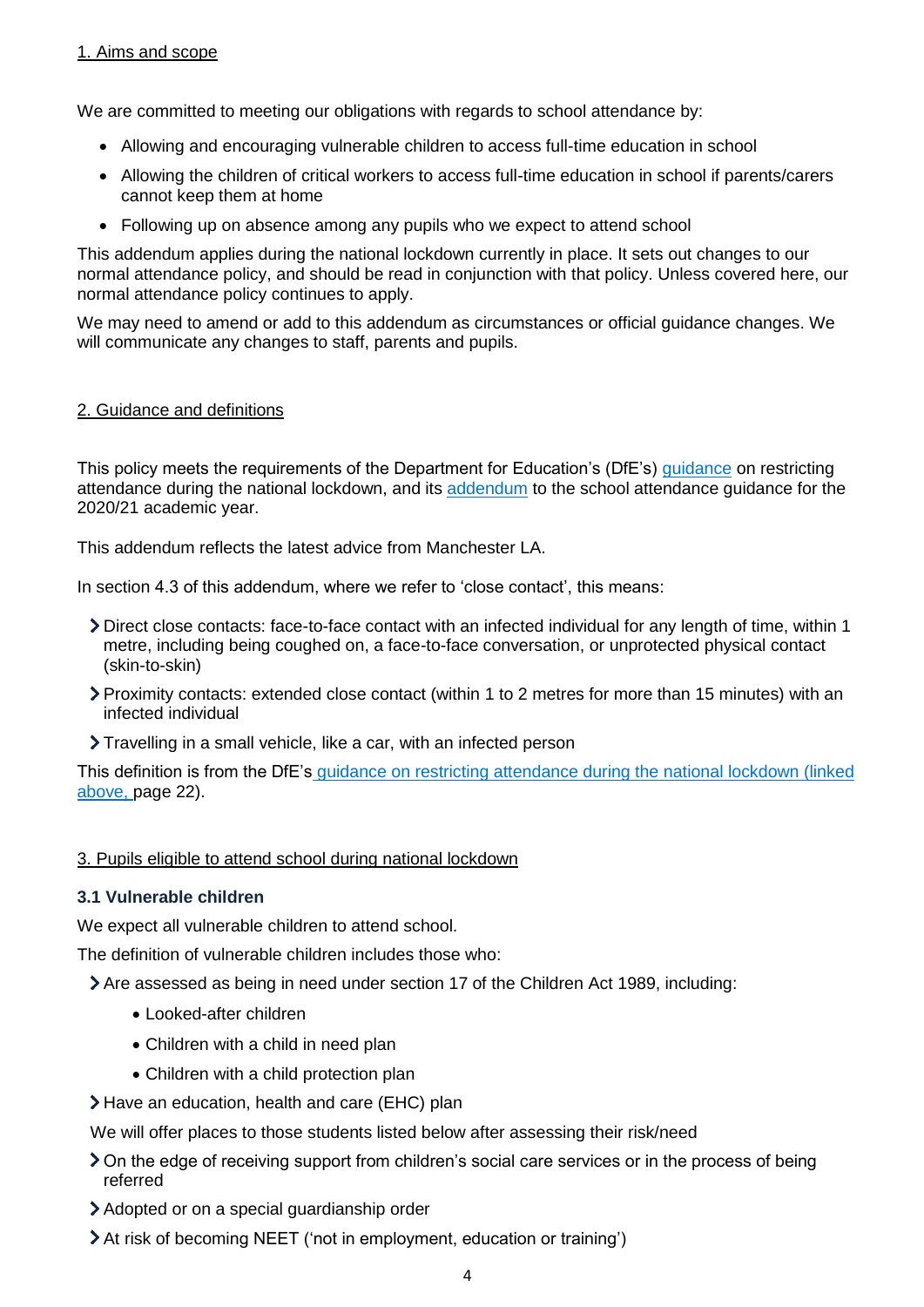## 1. Aims and scope

We are committed to meeting our obligations with regards to school attendance by:

- Allowing and encouraging vulnerable children to access full-time education in school
- Allowing the children of critical workers to access full-time education in school if parents/carers cannot keep them at home
- Following up on absence among any pupils who we expect to attend school

This addendum applies during the national lockdown currently in place. It sets out changes to our normal attendance policy, and should be read in conjunction with that policy. Unless covered here, our normal attendance policy continues to apply.

We may need to amend or add to this addendum as circumstances or official guidance changes. We will communicate any changes to staff, parents and pupils.

## 2. Guidance and definitions

This policy meets the requirements of the Department for Education's (DfE's) guidance on restricting attendance during the national lockdown, and its addendum to the school attendance guidance for the 2020/21 academic year.

This addendum reflects the latest advice from Manchester LA.

In section 4.3 of this addendum, where we refer to 'close contact', this means:

- Direct close contacts: face-to-face contact with an infected individual for any length of time, within 1 metre, including being coughed on, a face-to-face conversation, or unprotected physical contact (skin-to-skin)
- Proximity contacts: extended close contact (within 1 to 2 metres for more than 15 minutes) with an infected individual
- Travelling in a small vehicle, like a car, with an infected person

This definition is from the DfE's guidance on restricting attendance during the national lockdown (linked above, page 22).

## 3. Pupils eligible to attend school during national lockdown

### 3.1 Vulnerable children

We expect all vulnerable children to attend school.

The definition of vulnerable children includes those who:

- Are assessed as being in need under section 17 of the Children Act 1989, including:
  - Looked-after children
  - Children with a child in need plan
  - Children with a child protection plan
- Have an education, health and care (EHC) plan

We will offer places to those students listed below after assessing their risk/need

- On the edge of receiving support from children's social care services or in the process of being referred
- Adopted or on a special guardianship order
- At risk of becoming NEET ('not in employment, education or training')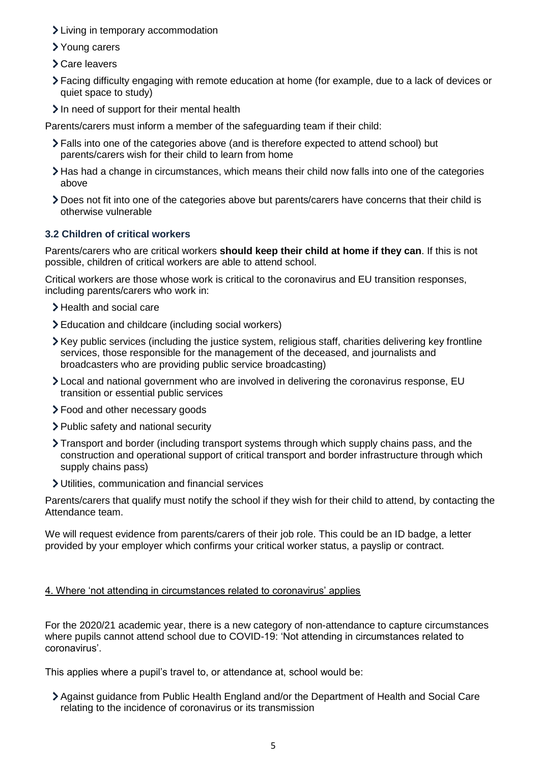- Living in temporary accommodation
- Young carers
- Care leavers
- Facing difficulty engaging with remote education at home (for example, due to a lack of devices or quiet space to study)
- In need of support for their mental health

Parents/carers must inform a member of the safeguarding team if their child:

- Falls into one of the categories above (and is therefore expected to attend school) but parents/carers wish for their child to learn from home
- Has had a change in circumstances, which means their child now falls into one of the categories above
- Does not fit into one of the categories above but parents/carers have concerns that their child is otherwise vulnerable

### 3.2 Children of critical workers

Parents/carers who are critical workers **should keep their child at home if they can**. If this is not possible, children of critical workers are able to attend school.

Critical workers are those whose work is critical to the coronavirus and EU transition responses, including parents/carers who work in:

- Health and social care
- Education and childcare (including social workers)
- Key public services (including the justice system, religious staff, charities delivering key frontline services, those responsible for the management of the deceased, and journalists and broadcasters who are providing public service broadcasting)
- Local and national government who are involved in delivering the coronavirus response, EU transition or essential public services
- Food and other necessary goods
- Public safety and national security
- Transport and border (including transport systems through which supply chains pass, and the construction and operational support of critical transport and border infrastructure through which supply chains pass)
- Utilities, communication and financial services

Parents/carers that qualify must notify the school if they wish for their child to attend, by contacting the Attendance team.

We will request evidence from parents/carers of their job role. This could be an ID badge, a letter provided by your employer which confirms your critical worker status, a payslip or contract.

## 4. Where 'not attending in circumstances related to coronavirus' applies

For the 2020/21 academic year, there is a new category of non-attendance to capture circumstances where pupils cannot attend school due to COVID-19: 'Not attending in circumstances related to coronavirus'.

This applies where a pupil's travel to, or attendance at, school would be:

- Against guidance from Public Health England and/or the Department of Health and Social Care relating to the incidence of coronavirus or its transmission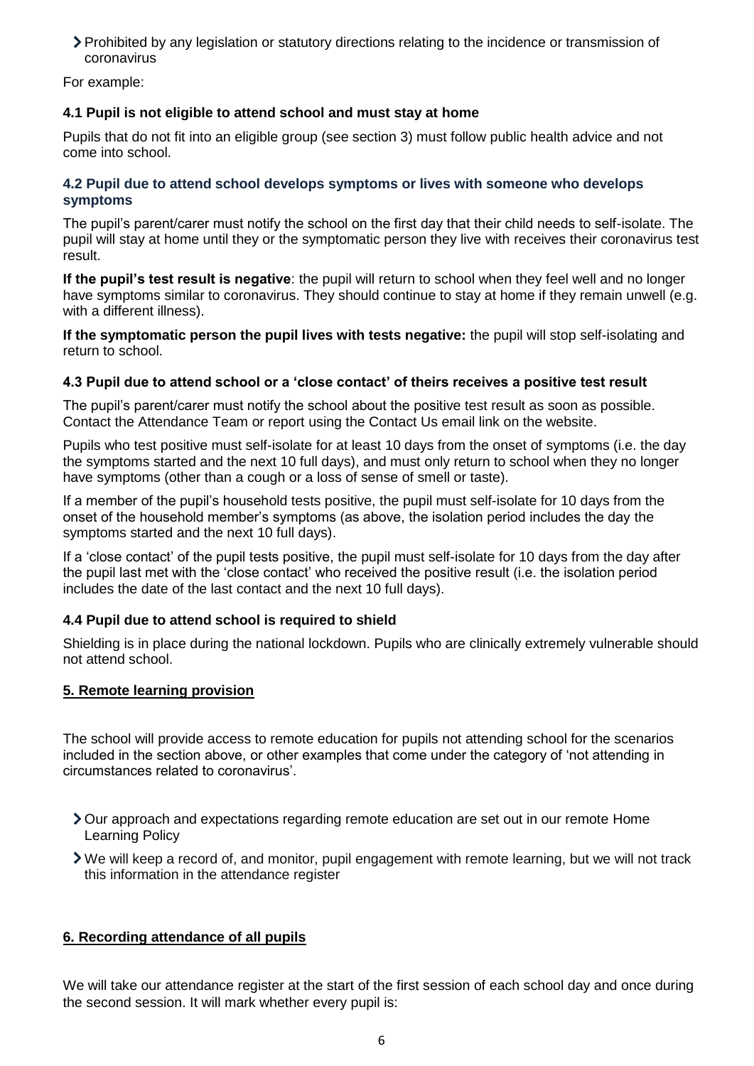- Prohibited by any legislation or statutory directions relating to the incidence or transmission of coronavirus

For example:

### 4.1 Pupil is not eligible to attend school and must stay at home

Pupils that do not fit into an eligible group (see section 3) must follow public health advice and not come into school.

### 4.2 Pupil due to attend school develops symptoms or lives with someone who develops symptoms

The pupil's parent/carer must notify the school on the first day that their child needs to self-isolate. The pupil will stay at home until they or the symptomatic person they live with receives their coronavirus test result.

**If the pupil's test result is negative**: the pupil will return to school when they feel well and no longer have symptoms similar to coronavirus. They should continue to stay at home if they remain unwell (e.g. with a different illness).

**If the symptomatic person the pupil lives with tests negative:** the pupil will stop self-isolating and return to school.

### 4.3 Pupil due to attend school or a 'close contact' of theirs receives a positive test result

The pupil's parent/carer must notify the school about the positive test result as soon as possible. Contact the Attendance Team or report using the Contact Us email link on the website.

Pupils who test positive must self-isolate for at least 10 days from the onset of symptoms (i.e. the day the symptoms started and the next 10 full days), and must only return to school when they no longer have symptoms (other than a cough or a loss of sense of smell or taste).

If a member of the pupil's household tests positive, the pupil must self-isolate for 10 days from the onset of the household member's symptoms (as above, the isolation period includes the day the symptoms started and the next 10 full days).

If a 'close contact' of the pupil tests positive, the pupil must self-isolate for 10 days from the day after the pupil last met with the 'close contact' who received the positive result (i.e. the isolation period includes the date of the last contact and the next 10 full days).

### 4.4 Pupil due to attend school is required to shield

Shielding is in place during the national lockdown. Pupils who are clinically extremely vulnerable should not attend school.

## 5. Remote learning provision

The school will provide access to remote education for pupils not attending school for the scenarios included in the section above, or other examples that come under the category of 'not attending in circumstances related to coronavirus'.

- Our approach and expectations regarding remote education are set out in our remote Home Learning Policy
- We will keep a record of, and monitor, pupil engagement with remote learning, but we will not track this information in the attendance register

## 6. Recording attendance of all pupils

We will take our attendance register at the start of the first session of each school day and once during the second session. It will mark whether every pupil is: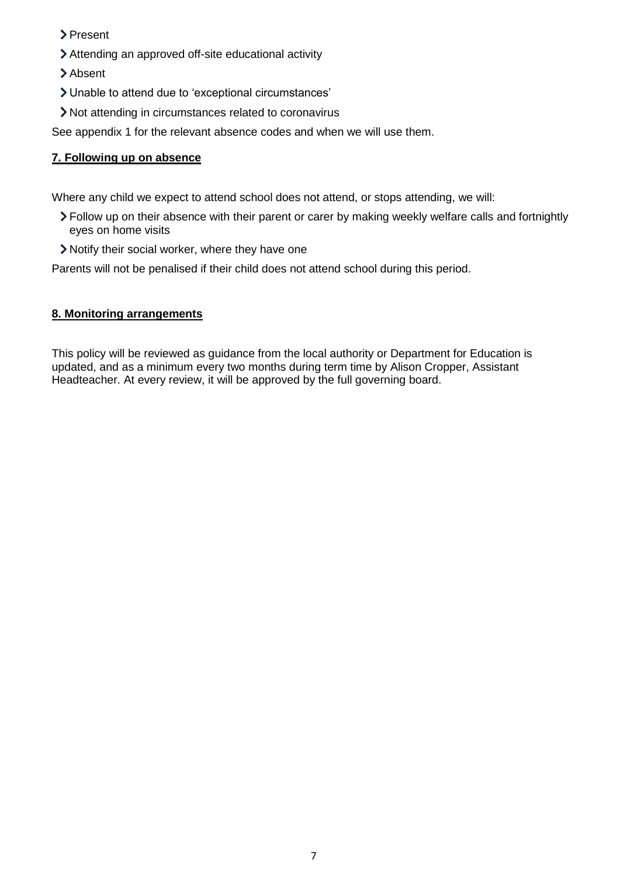- Present
- Attending an approved off-site educational activity
- Absent
- Unable to attend due to 'exceptional circumstances'
- Not attending in circumstances related to coronavirus

See appendix 1 for the relevant absence codes and when we will use them.

## 7. Following up on absence

Where any child we expect to attend school does not attend, or stops attending, we will:

- Follow up on their absence with their parent or carer by making weekly welfare calls and fortnightly eyes on home visits
- Notify their social worker, where they have one

Parents will not be penalised if their child does not attend school during this period.

## 8. Monitoring arrangements

This policy will be reviewed as guidance from the local authority or Department for Education is updated, and as a minimum every two months during term time by Alison Cropper, Assistant Headteacher. At every review, it will be approved by the full governing board.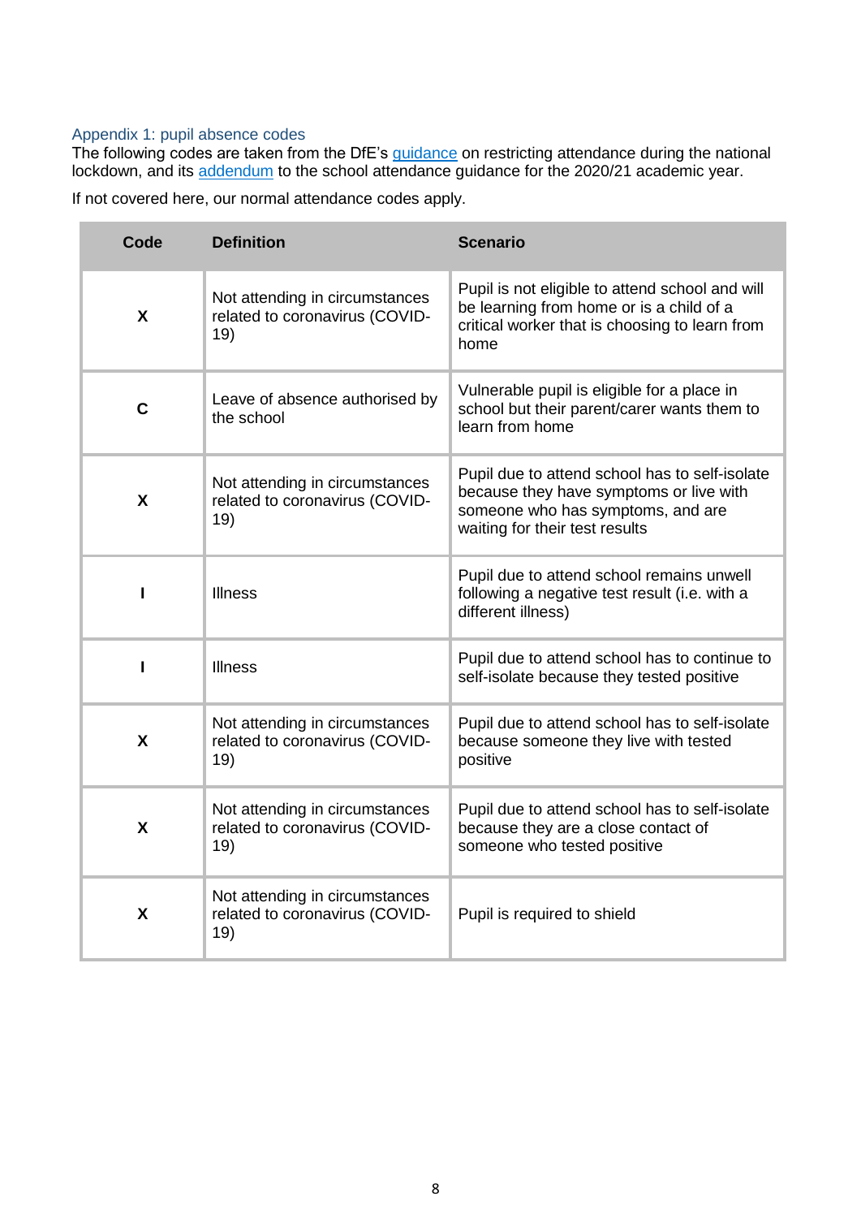## Appendix 1: pupil absence codes

The following codes are taken from the DfE's guidance on restricting attendance during the national lockdown, and its addendum to the school attendance guidance for the 2020/21 academic year.

If not covered here, our normal attendance codes apply.

| Code | Definition | Scenario |
|---|---|---|
| **X** | Not attending in circumstances related to coronavirus (COVID-19) | Pupil is not eligible to attend school and will be learning from home or is a child of a critical worker that is choosing to learn from home |
| **C** | Leave of absence authorised by the school | Vulnerable pupil is eligible for a place in school but their parent/carer wants them to learn from home |
| **X** | Not attending in circumstances related to coronavirus (COVID-19) | Pupil due to attend school has to self-isolate because they have symptoms or live with someone who has symptoms, and are waiting for their test results |
| **I** | Illness | Pupil due to attend school remains unwell following a negative test result (i.e. with a different illness) |
| **I** | Illness | Pupil due to attend school has to continue to self-isolate because they tested positive |
| **X** | Not attending in circumstances related to coronavirus (COVID-19) | Pupil due to attend school has to self-isolate because someone they live with tested positive |
| **X** | Not attending in circumstances related to coronavirus (COVID-19) | Pupil due to attend school has to self-isolate because they are a close contact of someone who tested positive |
| **X** | Not attending in circumstances related to coronavirus (COVID-19) | Pupil is required to shield |